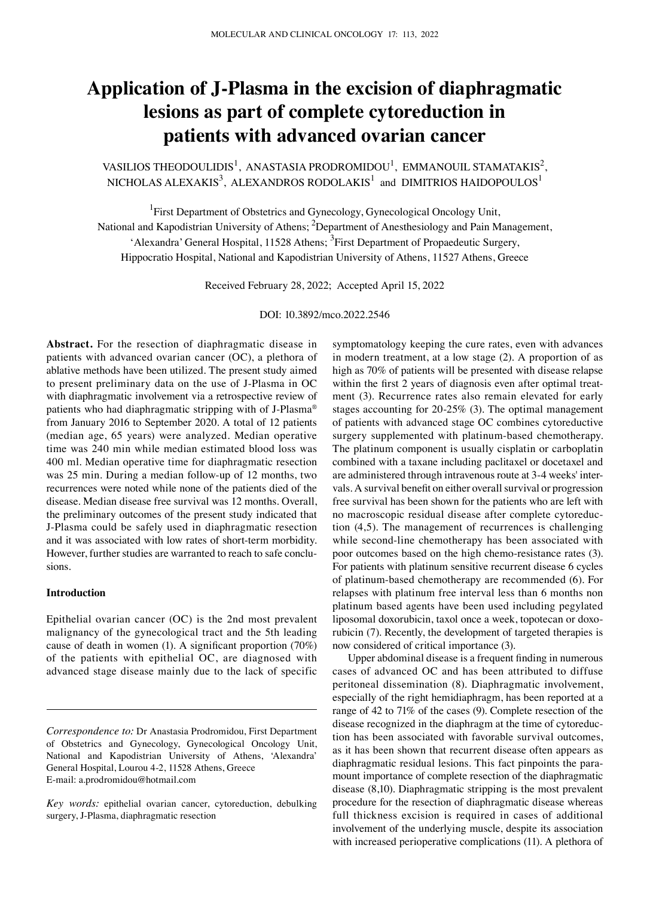# Application of J-Plasma in the excision of diaphragmatic lesions as part of complete cytoreduction in patients with advanced ovarian cancer

VASILIOS THEODOULIDIS[1], ANASTASIA PRODROMIDOU[1], EMMANOUIL STAMATAKIS[2], NICHOLAS ALEXAKIS[3], ALEXANDROS RODOLAKIS[1] and DIMITRIOS HAIDOPOULOS[1]

[1]First Department of Obstetrics and Gynecology, Gynecological Oncology Unit, National and Kapodistrian University of Athens; [2]Department of Anesthesiology and Pain Management, 'Alexandra' General Hospital, 11528 Athens; [3]First Department of Propaedeutic Surgery, Hippocratio Hospital, National and Kapodistrian University of Athens, 11527 Athens, Greece

Received February 28, 2022; Accepted April 15, 2022

DOI: 10.3892/mco.2022.2546

**Abstract.** For the resection of diaphragmatic disease in patients with advanced ovarian cancer (OC), a plethora of ablative methods have been utilized. The present study aimed to present preliminary data on the use of J-Plasma in OC with diaphragmatic involvement via a retrospective review of patients who had diaphragmatic stripping with of J-Plasma® from January 2016 to September 2020. A total of 12 patients (median age, 65 years) were analyzed. Median operative time was 240 min while median estimated blood loss was 400 ml. Median operative time for diaphragmatic resection was 25 min. During a median follow-up of 12 months, two recurrences were noted while none of the patients died of the disease. Median disease free survival was 12 months. Overall, the preliminary outcomes of the present study indicated that J-Plasma could be safely used in diaphragmatic resection and it was associated with low rates of short-term morbidity. However, further studies are warranted to reach to safe conclusions.

## Introduction

Epithelial ovarian cancer (OC) is the 2nd most prevalent malignancy of the gynecological tract and the 5th leading cause of death in women (1). A significant proportion (70%) of the patients with epithelial OC, are diagnosed with advanced stage disease mainly due to the lack of specific symptomatology keeping the cure rates, even with advances in modern treatment, at a low stage (2). A proportion of as high as 70% of patients will be presented with disease relapse within the first 2 years of diagnosis even after optimal treatment (3). Recurrence rates also remain elevated for early stages accounting for 20-25% (3). The optimal management of patients with advanced stage OC combines cytoreductive surgery supplemented with platinum-based chemotherapy. The platinum component is usually cisplatin or carboplatin combined with a taxane including paclitaxel or docetaxel and are administered through intravenous route at 3-4 weeks' intervals. A survival benefit on either overall survival or progression free survival has been shown for the patients who are left with no macroscopic residual disease after complete cytoreduction (4,5). The management of recurrences is challenging while second-line chemotherapy has been associated with poor outcomes based on the high chemo-resistance rates (3). For patients with platinum sensitive recurrent disease 6 cycles of platinum-based chemotherapy are recommended (6). For relapses with platinum free interval less than 6 months non platinum based agents have been used including pegylated liposomal doxorubicin, taxol once a week, topotecan or doxorubicin (7). Recently, the development of targeted therapies is now considered of critical importance (3).

Upper abdominal disease is a frequent finding in numerous cases of advanced OC and has been attributed to diffuse peritoneal dissemination (8). Diaphragmatic involvement, especially of the right hemidiaphragm, has been reported at a range of 42 to 71% of the cases (9). Complete resection of the disease recognized in the diaphragm at the time of cytoreduction has been associated with favorable survival outcomes, as it has been shown that recurrent disease often appears as diaphragmatic residual lesions. This fact pinpoints the paramount importance of complete resection of the diaphragmatic disease (8,10). Diaphragmatic stripping is the most prevalent procedure for the resection of diaphragmatic disease whereas full thickness excision is required in cases of additional involvement of the underlying muscle, despite its association with increased perioperative complications (11). A plethora of

*Correspondence to:* Dr Anastasia Prodromidou, First Department of Obstetrics and Gynecology, Gynecological Oncology Unit, National and Kapodistrian University of Athens, 'Alexandra' General Hospital, Lourou 4-2, 11528 Athens, Greece
E-mail: a.prodromidou@hotmail.com

*Key words:* epithelial ovarian cancer, cytoreduction, debulking surgery, J-Plasma, diaphragmatic resection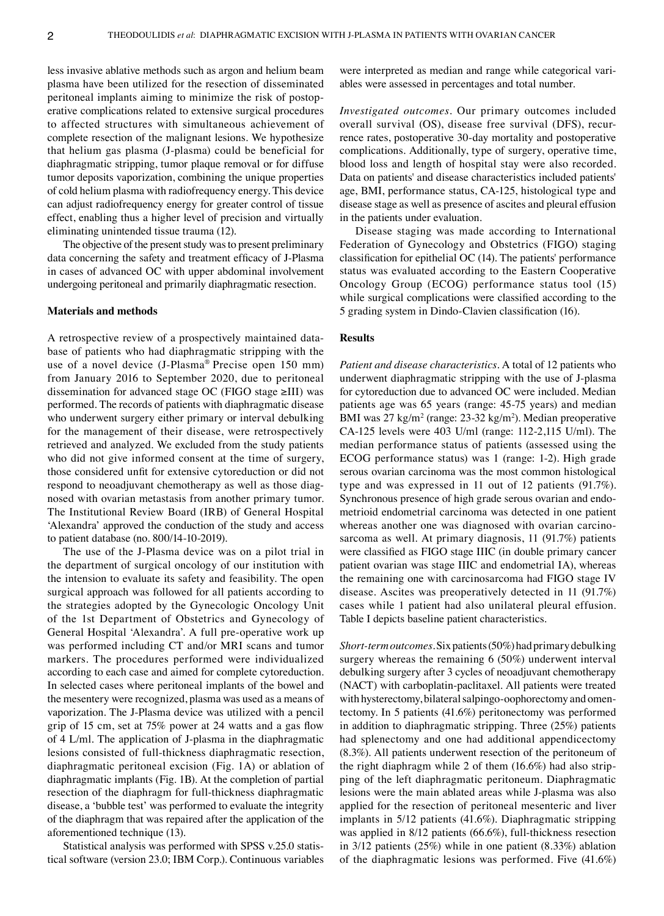less invasive ablative methods such as argon and helium beam plasma have been utilized for the resection of disseminated peritoneal implants aiming to minimize the risk of postoperative complications related to extensive surgical procedures to affected structures with simultaneous achievement of complete resection of the malignant lesions. We hypothesize that helium gas plasma (J-plasma) could be beneficial for diaphragmatic stripping, tumor plaque removal or for diffuse tumor deposits vaporization, combining the unique properties of cold helium plasma with radiofrequency energy. This device can adjust radiofrequency energy for greater control of tissue effect, enabling thus a higher level of precision and virtually eliminating unintended tissue trauma (12).

The objective of the present study was to present preliminary data concerning the safety and treatment efficacy of J-Plasma in cases of advanced OC with upper abdominal involvement undergoing peritoneal and primarily diaphragmatic resection.

## Materials and methods

A retrospective review of a prospectively maintained database of patients who had diaphragmatic stripping with the use of a novel device (J-Plasma® Precise open 150 mm) from January 2016 to September 2020, due to peritoneal dissemination for advanced stage OC (FIGO stage ≥III) was performed. The records of patients with diaphragmatic disease who underwent surgery either primary or interval debulking for the management of their disease, were retrospectively retrieved and analyzed. We excluded from the study patients who did not give informed consent at the time of surgery, those considered unfit for extensive cytoreduction or did not respond to neoadjuvant chemotherapy as well as those diagnosed with ovarian metastasis from another primary tumor. The Institutional Review Board (IRB) of General Hospital 'Alexandra' approved the conduction of the study and access to patient database (no. 800/14-10-2019).

The use of the J-Plasma device was on a pilot trial in the department of surgical oncology of our institution with the intension to evaluate its safety and feasibility. The open surgical approach was followed for all patients according to the strategies adopted by the Gynecologic Oncology Unit of the 1st Department of Obstetrics and Gynecology of General Hospital 'Alexandra'. A full pre-operative work up was performed including CT and/or MRI scans and tumor markers. The procedures performed were individualized according to each case and aimed for complete cytoreduction. In selected cases where peritoneal implants of the bowel and the mesentery were recognized, plasma was used as a means of vaporization. The J-Plasma device was utilized with a pencil grip of 15 cm, set at 75% power at 24 watts and a gas flow of 4 L/ml. The application of J-plasma in the diaphragmatic lesions consisted of full-thickness diaphragmatic resection, diaphragmatic peritoneal excision (Fig. 1A) or ablation of diaphragmatic implants (Fig. 1B). At the completion of partial resection of the diaphragm for full-thickness diaphragmatic disease, a 'bubble test' was performed to evaluate the integrity of the diaphragm that was repaired after the application of the aforementioned technique (13).

Statistical analysis was performed with SPSS v.25.0 statistical software (version 23.0; IBM Corp.). Continuous variables were interpreted as median and range while categorical variables were assessed in percentages and total number.

*Investigated outcomes.* Our primary outcomes included overall survival (OS), disease free survival (DFS), recurrence rates, postoperative 30-day mortality and postoperative complications. Additionally, type of surgery, operative time, blood loss and length of hospital stay were also recorded. Data on patients' and disease characteristics included patients' age, BMI, performance status, CA-125, histological type and disease stage as well as presence of ascites and pleural effusion in the patients under evaluation.

Disease staging was made according to International Federation of Gynecology and Obstetrics (FIGO) staging classification for epithelial OC (14). The patients' performance status was evaluated according to the Eastern Cooperative Oncology Group (ECOG) performance status tool (15) while surgical complications were classified according to the 5 grading system in Dindo-Clavien classification (16).

## Results

*Patient and disease characteristics.* A total of 12 patients who underwent diaphragmatic stripping with the use of J-plasma for cytoreduction due to advanced OC were included. Median patients age was 65 years (range: 45-75 years) and median BMI was 27 kg/m$^2$ (range: 23-32 kg/m$^2$). Median preoperative CA-125 levels were 403 U/ml (range: 112-2,115 U/ml). The median performance status of patients (assessed using the ECOG performance status) was 1 (range: 1-2). High grade serous ovarian carcinoma was the most common histological type and was expressed in 11 out of 12 patients (91.7%). Synchronous presence of high grade serous ovarian and endometrioid endometrial carcinoma was detected in one patient whereas another one was diagnosed with ovarian carcinosarcoma as well. At primary diagnosis, 11 (91.7%) patients were classified as FIGO stage IIIC (in double primary cancer patient ovarian was stage IIIC and endometrial IA), whereas the remaining one with carcinosarcoma had FIGO stage IV disease. Ascites was preoperatively detected in 11 (91.7%) cases while 1 patient had also unilateral pleural effusion. Table I depicts baseline patient characteristics.

*Short-term outcomes.* Six patients (50%) had primary debulking surgery whereas the remaining 6 (50%) underwent interval debulking surgery after 3 cycles of neoadjuvant chemotherapy (NACT) with carboplatin-paclitaxel. All patients were treated with hysterectomy, bilateral salpingo-oophorectomy and omentectomy. In 5 patients (41.6%) peritonectomy was performed in addition to diaphragmatic stripping. Three (25%) patients had splenectomy and one had additional appendicectomy (8.3%). All patients underwent resection of the peritoneum of the right diaphragm while 2 of them (16.6%) had also stripping of the left diaphragmatic peritoneum. Diaphragmatic lesions were the main ablated areas while J-plasma was also applied for the resection of peritoneal mesenteric and liver implants in 5/12 patients (41.6%). Diaphragmatic stripping was applied in 8/12 patients (66.6%), full-thickness resection in 3/12 patients (25%) while in one patient (8.33%) ablation of the diaphragmatic lesions was performed. Five (41.6%)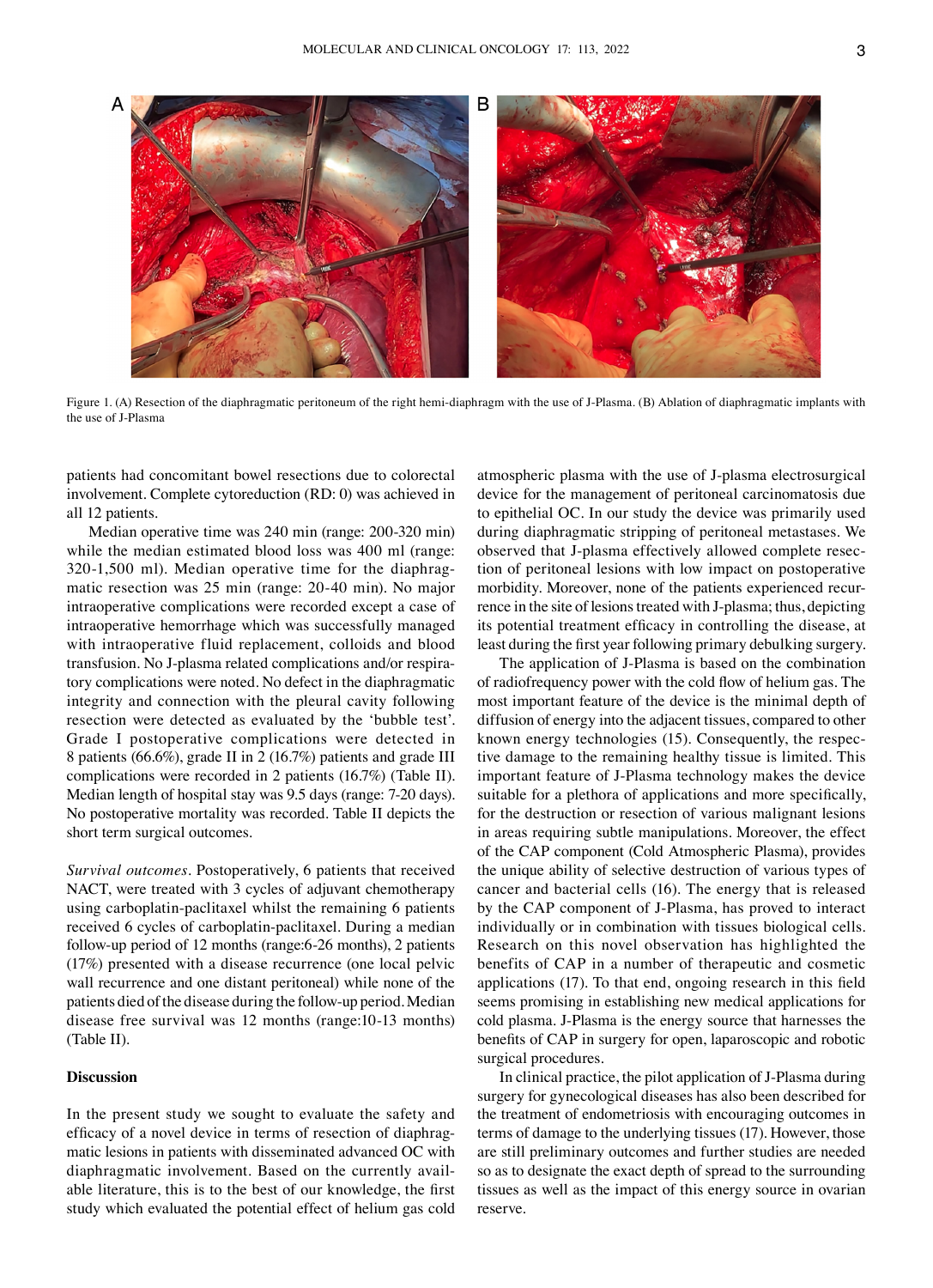Figure 1. (A) Resection of the diaphragmatic peritoneum of the right hemi-diaphragm with the use of J-Plasma. (B) Ablation of diaphragmatic implants with the use of J-Plasma

patients had concomitant bowel resections due to colorectal involvement. Complete cytoreduction (RD: 0) was achieved in all 12 patients.

Median operative time was 240 min (range: 200-320 min) while the median estimated blood loss was 400 ml (range: 320-1,500 ml). Median operative time for the diaphragmatic resection was 25 min (range: 20-40 min). No major intraoperative complications were recorded except a case of intraoperative hemorrhage which was successfully managed with intraoperative fluid replacement, colloids and blood transfusion. No J-plasma related complications and/or respiratory complications were noted. No defect in the diaphragmatic integrity and connection with the pleural cavity following resection were detected as evaluated by the 'bubble test'. Grade I postoperative complications were detected in 8 patients (66.6%), grade II in 2 (16.7%) patients and grade III complications were recorded in 2 patients (16.7%) (Table II). Median length of hospital stay was 9.5 days (range: 7-20 days). No postoperative mortality was recorded. Table II depicts the short term surgical outcomes.

*Survival outcomes*. Postoperatively, 6 patients that received NACT, were treated with 3 cycles of adjuvant chemotherapy using carboplatin-paclitaxel whilst the remaining 6 patients received 6 cycles of carboplatin-paclitaxel. During a median follow-up period of 12 months (range:6-26 months), 2 patients (17%) presented with a disease recurrence (one local pelvic wall recurrence and one distant peritoneal) while none of the patients died of the disease during the follow-up period. Median disease free survival was 12 months (range:10-13 months) (Table II).

## Discussion

In the present study we sought to evaluate the safety and efficacy of a novel device in terms of resection of diaphragmatic lesions in patients with disseminated advanced OC with diaphragmatic involvement. Based on the currently available literature, this is to the best of our knowledge, the first study which evaluated the potential effect of helium gas cold atmospheric plasma with the use of J-plasma electrosurgical device for the management of peritoneal carcinomatosis due to epithelial OC. In our study the device was primarily used during diaphragmatic stripping of peritoneal metastases. We observed that J-plasma effectively allowed complete resection of peritoneal lesions with low impact on postoperative morbidity. Moreover, none of the patients experienced recurrence in the site of lesions treated with J-plasma; thus, depicting its potential treatment efficacy in controlling the disease, at least during the first year following primary debulking surgery.

The application of J-Plasma is based on the combination of radiofrequency power with the cold flow of helium gas. The most important feature of the device is the minimal depth of diffusion of energy into the adjacent tissues, compared to other known energy technologies (15). Consequently, the respective damage to the remaining healthy tissue is limited. This important feature of J-Plasma technology makes the device suitable for a plethora of applications and more specifically, for the destruction or resection of various malignant lesions in areas requiring subtle manipulations. Moreover, the effect of the CAP component (Cold Atmospheric Plasma), provides the unique ability of selective destruction of various types of cancer and bacterial cells (16). The energy that is released by the CAP component of J-Plasma, has proved to interact individually or in combination with tissues biological cells. Research on this novel observation has highlighted the benefits of CAP in a number of therapeutic and cosmetic applications (17). To that end, ongoing research in this field seems promising in establishing new medical applications for cold plasma. J-Plasma is the energy source that harnesses the benefits of CAP in surgery for open, laparoscopic and robotic surgical procedures.

In clinical practice, the pilot application of J-Plasma during surgery for gynecological diseases has also been described for the treatment of endometriosis with encouraging outcomes in terms of damage to the underlying tissues (17). However, those are still preliminary outcomes and further studies are needed so as to designate the exact depth of spread to the surrounding tissues as well as the impact of this energy source in ovarian reserve.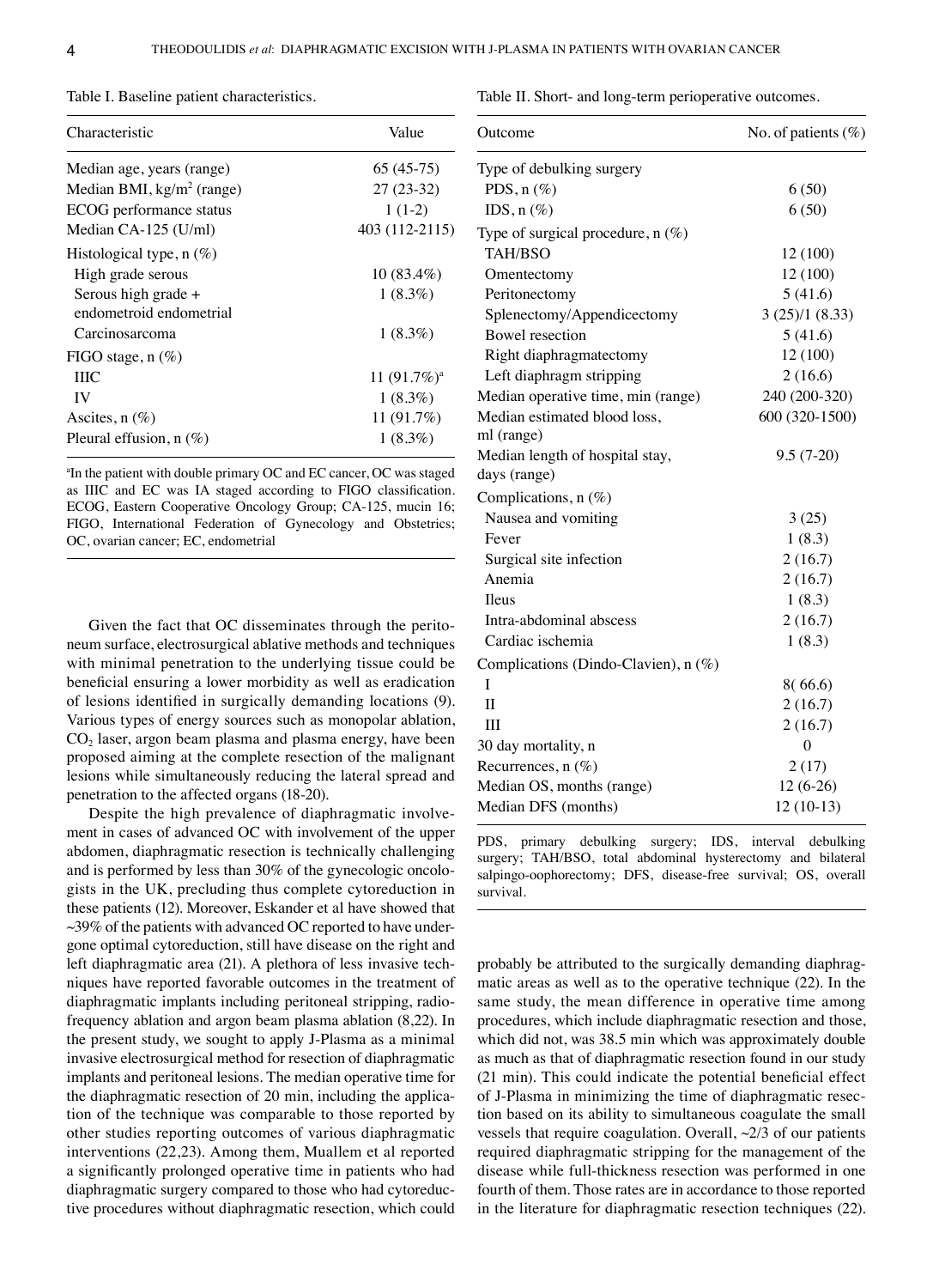Table I. Baseline patient characteristics.

| Characteristic | Value |
| --- | --- |
| Median age, years (range) | 65 (45-75) |
| Median BMI, kg/m[2] (range) | 27 (23-32) |
| ECOG performance status | 1 (1-2) |
| Median CA-125 (U/ml) | 403 (112-2115) |
| Histological type, n (%) | |
| High grade serous | 10 (83.4%) |
| Serous high grade + endometroid endometrial | 1 (8.3%) |
| Carcinosarcoma | 1 (8.3%) |
| FIGO stage, n (%) | |
| IIIC | 11 (91.7%)[a] |
| IV | 1 (8.3%) |
| Ascites, n (%) | 11 (91.7%) |
| Pleural effusion, n (%) | 1 (8.3%) |

[a]In the patient with double primary OC and EC cancer, OC was staged as IIIC and EC was IA staged according to FIGO classification. ECOG, Eastern Cooperative Oncology Group; CA-125, mucin 16; FIGO, International Federation of Gynecology and Obstetrics; OC, ovarian cancer; EC, endometrial

Table II. Short- and long-term perioperative outcomes.

| Outcome | No. of patients (%) |
| --- | --- |
| Type of debulking surgery | |
| PDS, n (%) | 6 (50) |
| IDS, n (%) | 6 (50) |
| Type of surgical procedure, n (%) | |
| TAH/BSO | 12 (100) |
| Omentectomy | 12 (100) |
| Peritonectomy | 5 (41.6) |
| Splenectomy/Appendicectomy | 3 (25)/1 (8.33) |
| Bowel resection | 5 (41.6) |
| Right diaphragmatectomy | 12 (100) |
| Left diaphragm stripping | 2 (16.6) |
| Median operative time, min (range) | 240 (200-320) |
| Median estimated blood loss, ml (range) | 600 (320-1500) |
| Median length of hospital stay, days (range) | 9.5 (7-20) |
| Complications, n (%) | |
| Nausea and vomiting | 3 (25) |
| Fever | 1 (8.3) |
| Surgical site infection | 2 (16.7) |
| Anemia | 2 (16.7) |
| Ileus | 1 (8.3) |
| Intra-abdominal abscess | 2 (16.7) |
| Cardiac ischemia | 1 (8.3) |
| Complications (Dindo-Clavien), n (%) | |
| I | 8( 66.6) |
| II | 2 (16.7) |
| III | 2 (16.7) |
| 30 day mortality, n | 0 |
| Recurrences, n (%) | 2 (17) |
| Median OS, months (range) | 12 (6-26) |
| Median DFS (months) | 12 (10-13) |

PDS, primary debulking surgery; IDS, interval debulking surgery; TAH/BSO, total abdominal hysterectomy and bilateral salpingo-oophorectomy; DFS, disease-free survival; OS, overall survival.

Given the fact that OC disseminates through the peritoneum surface, electrosurgical ablative methods and techniques with minimal penetration to the underlying tissue could be beneficial ensuring a lower morbidity as well as eradication of lesions identified in surgically demanding locations (9). Various types of energy sources such as monopolar ablation, $CO_2$ laser, argon beam plasma and plasma energy, have been proposed aiming at the complete resection of the malignant lesions while simultaneously reducing the lateral spread and penetration to the affected organs (18-20).

Despite the high prevalence of diaphragmatic involvement in cases of advanced OC with involvement of the upper abdomen, diaphragmatic resection is technically challenging and is performed by less than 30% of the gynecologic oncologists in the UK, precluding thus complete cytoreduction in these patients (12). Moreover, Eskander et al have showed that ~39% of the patients with advanced OC reported to have undergone optimal cytoreduction, still have disease on the right and left diaphragmatic area (21). A plethora of less invasive techniques have reported favorable outcomes in the treatment of diaphragmatic implants including peritoneal stripping, radiofrequency ablation and argon beam plasma ablation (8,22). In the present study, we sought to apply J-Plasma as a minimal invasive electrosurgical method for resection of diaphragmatic implants and peritoneal lesions. The median operative time for the diaphragmatic resection of 20 min, including the application of the technique was comparable to those reported by other studies reporting outcomes of various diaphragmatic interventions (22,23). Among them, Muallem et al reported a significantly prolonged operative time in patients who had diaphragmatic surgery compared to those who had cytoreductive procedures without diaphragmatic resection, which could probably be attributed to the surgically demanding diaphragmatic areas as well as to the operative technique (22). In the same study, the mean difference in operative time among procedures, which include diaphragmatic resection and those, which did not, was 38.5 min which was approximately double as much as that of diaphragmatic resection found in our study (21 min). This could indicate the potential beneficial effect of J-Plasma in minimizing the time of diaphragmatic resection based on its ability to simultaneous coagulate the small vessels that require coagulation. Overall, ~2/3 of our patients required diaphragmatic stripping for the management of the disease while full-thickness resection was performed in one fourth of them. Those rates are in accordance to those reported in the literature for diaphragmatic resection techniques (22).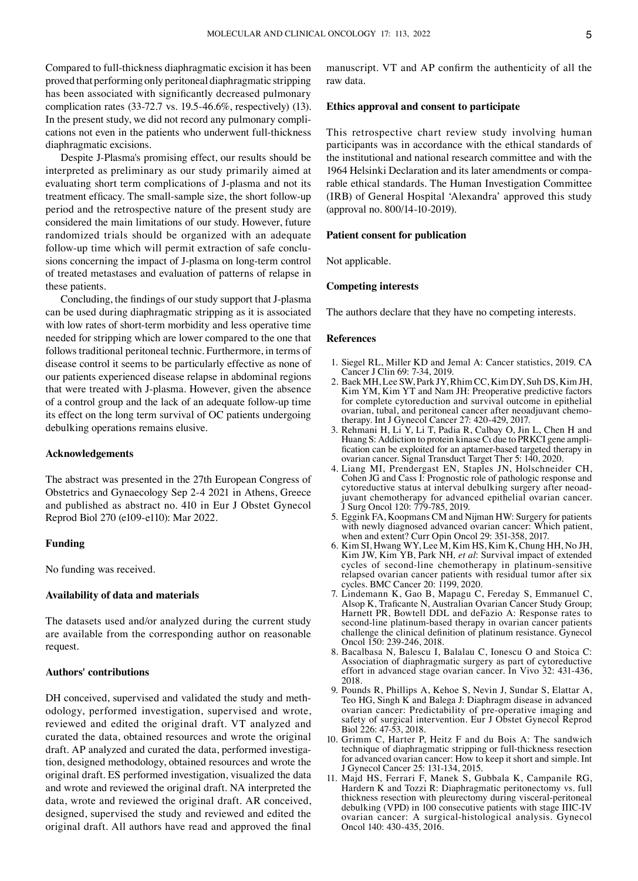Compared to full-thickness diaphragmatic excision it has been proved that performing only peritoneal diaphragmatic stripping has been associated with significantly decreased pulmonary complication rates (33-72.7 vs. 19.5-46.6%, respectively) (13). In the present study, we did not record any pulmonary complications not even in the patients who underwent full-thickness diaphragmatic excisions.

Despite J-Plasma's promising effect, our results should be interpreted as preliminary as our study primarily aimed at evaluating short term complications of J-plasma and not its treatment efficacy. The small-sample size, the short follow-up period and the retrospective nature of the present study are considered the main limitations of our study. However, future randomized trials should be organized with an adequate follow-up time which will permit extraction of safe conclusions concerning the impact of J-plasma on long-term control of treated metastases and evaluation of patterns of relapse in these patients.

Concluding, the findings of our study support that J-plasma can be used during diaphragmatic stripping as it is associated with low rates of short-term morbidity and less operative time needed for stripping which are lower compared to the one that follows traditional peritoneal technic. Furthermore, in terms of disease control it seems to be particularly effective as none of our patients experienced disease relapse in abdominal regions that were treated with J-plasma. However, given the absence of a control group and the lack of an adequate follow-up time its effect on the long term survival of OC patients undergoing debulking operations remains elusive.

## Acknowledgements

The abstract was presented in the 27th European Congress of Obstetrics and Gynaecology Sep 2-4 2021 in Athens, Greece and published as abstract no. 410 in Eur J Obstet Gynecol Reprod Biol 270 (e109-e110): Mar 2022.

## Funding

No funding was received.

## Availability of data and materials

The datasets used and/or analyzed during the current study are available from the corresponding author on reasonable request.

## Authors' contributions

DH conceived, supervised and validated the study and methodology, performed investigation, supervised and wrote, reviewed and edited the original draft. VT analyzed and curated the data, obtained resources and wrote the original draft. AP analyzed and curated the data, performed investigation, designed methodology, obtained resources and wrote the original draft. ES performed investigation, visualized the data and wrote and reviewed the original draft. NA interpreted the data, wrote and reviewed the original draft. AR conceived, designed, supervised the study and reviewed and edited the original draft. All authors have read and approved the final manuscript. VT and AP confirm the authenticity of all the raw data.

## Ethics approval and consent to participate

This retrospective chart review study involving human participants was in accordance with the ethical standards of the institutional and national research committee and with the 1964 Helsinki Declaration and its later amendments or comparable ethical standards. The Human Investigation Committee (IRB) of General Hospital 'Alexandra' approved this study (approval no. 800/14-10-2019).

## Patient consent for publication

Not applicable.

## Competing interests

The authors declare that they have no competing interests.

## References

1. Siegel RL, Miller KD and Jemal A: Cancer statistics, 2019. CA Cancer J Clin 69: 7-34, 2019.
2. Baek MH, Lee SW, Park JY, Rhim CC, Kim DY, Suh DS, Kim JH, Kim YM, Kim YT and Nam JH: Preoperative predictive factors for complete cytoreduction and survival outcome in epithelial ovarian, tubal, and peritoneal cancer after neoadjuvant chemotherapy. Int J Gynecol Cancer 27: 420-429, 2017.
3. Rehmani H, Li Y, Li T, Padia R, Calbay O, Jin L, Chen H and Huang S: Addiction to protein kinase Cι due to PRKCI gene amplification can be exploited for an aptamer-based targeted therapy in ovarian cancer. Signal Transduct Target Ther 5: 140, 2020.
4. Liang MI, Prendergast EN, Staples JN, Holschneider CH, Cohen JG and Cass I: Prognostic role of pathologic response and cytoreductive status at interval debulking surgery after neoadjuvant chemotherapy for advanced epithelial ovarian cancer. J Surg Oncol 120: 779-785, 2019.
5. Eggink FA, Koopmans CM and Nijman HW: Surgery for patients with newly diagnosed advanced ovarian cancer: Which patient, when and extent? Curr Opin Oncol 29: 351-358, 2017.
6. Kim SI, Hwang WY, Lee M, Kim HS, Kim K, Chung HH, No JH, Kim JW, Kim YB, Park NH, *et al*: Survival impact of extended cycles of second-line chemotherapy in platinum-sensitive relapsed ovarian cancer patients with residual tumor after six cycles. BMC Cancer 20: 1199, 2020.
7. Lindemann K, Gao B, Mapagu C, Fereday S, Emmanuel C, Alsop K, Traficante N, Australian Ovarian Cancer Study Group; Harnett PR, Bowtell DDL and deFazio A: Response rates to second-line platinum-based therapy in ovarian cancer patients challenge the clinical definition of platinum resistance. Gynecol Oncol 150: 239-246, 2018.
8. Bacalbasa N, Balescu I, Balalau C, Ionescu O and Stoica C: Association of diaphragmatic surgery as part of cytoreductive effort in advanced stage ovarian cancer. In Vivo 32: 431-436, 2018.
9. Pounds R, Phillips A, Kehoe S, Nevin J, Sundar S, Elattar A, Teo HG, Singh K and Balega J: Diaphragm disease in advanced ovarian cancer: Predictability of pre-operative imaging and safety of surgical intervention. Eur J Obstet Gynecol Reprod Biol 226: 47-53, 2018.
10. Grimm C, Harter P, Heitz F and du Bois A: The sandwich technique of diaphragmatic stripping or full-thickness resection for advanced ovarian cancer: How to keep it short and simple. Int J Gynecol Cancer 25: 131-134, 2015.
11. Majd HS, Ferrari F, Manek S, Gubbala K, Campanile RG, Hardern K and Tozzi R: Diaphragmatic peritonectomy vs. full thickness resection with pleurectomy during visceral-peritoneal debulking (VPD) in 100 consecutive patients with stage IIIC-IV ovarian cancer: A surgical-histological analysis. Gynecol Oncol 140: 430-435, 2016.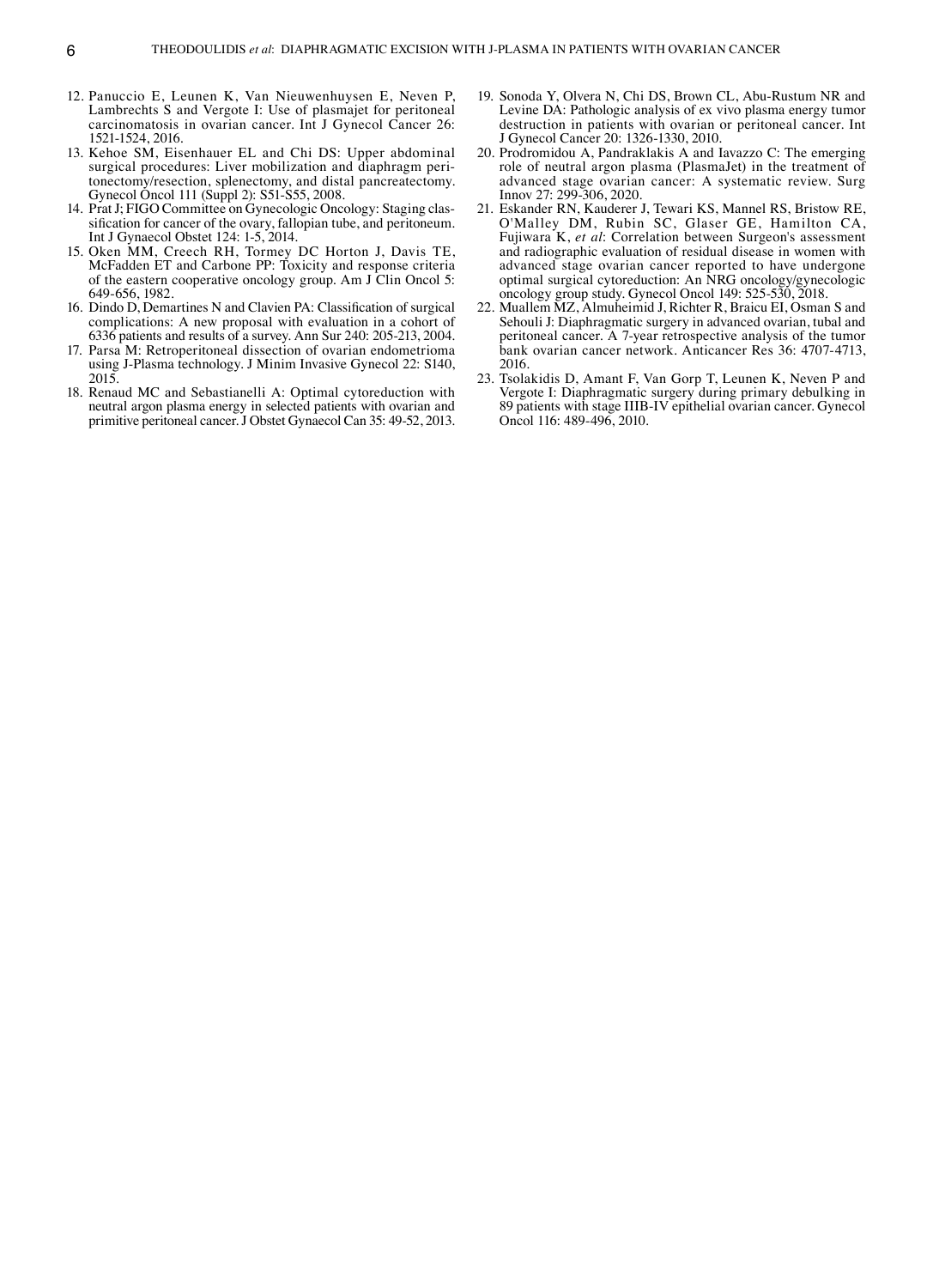12. Panuccio E, Leunen K, Van Nieuwenhuysen E, Neven P, Lambrechts S and Vergote I: Use of plasmajet for peritoneal carcinomatosis in ovarian cancer. Int J Gynecol Cancer 26: 1521-1524, 2016.
13. Kehoe SM, Eisenhauer EL and Chi DS: Upper abdominal surgical procedures: Liver mobilization and diaphragm peritonectomy/resection, splenectomy, and distal pancreatectomy. Gynecol Oncol 111 (Suppl 2): S51-S55, 2008.
14. Prat J; FIGO Committee on Gynecologic Oncology: Staging classification for cancer of the ovary, fallopian tube, and peritoneum. Int J Gynaecol Obstet 124: 1-5, 2014.
15. Oken MM, Creech RH, Tormey DC Horton J, Davis TE, McFadden ET and Carbone PP: Toxicity and response criteria of the eastern cooperative oncology group. Am J Clin Oncol 5: 649-656, 1982.
16. Dindo D, Demartines N and Clavien PA: Classification of surgical complications: A new proposal with evaluation in a cohort of 6336 patients and results of a survey. Ann Sur 240: 205-213, 2004.
17. Parsa M: Retroperitoneal dissection of ovarian endometrioma using J-Plasma technology. J Minim Invasive Gynecol 22: S140, 2015.
18. Renaud MC and Sebastianelli A: Optimal cytoreduction with neutral argon plasma energy in selected patients with ovarian and primitive peritoneal cancer. J Obstet Gynaecol Can 35: 49-52, 2013.
19. Sonoda Y, Olvera N, Chi DS, Brown CL, Abu-Rustum NR and Levine DA: Pathologic analysis of ex vivo plasma energy tumor destruction in patients with ovarian or peritoneal cancer. Int J Gynecol Cancer 20: 1326-1330, 2010.
20. Prodromidou A, Pandraklakis A and Iavazzo C: The emerging role of neutral argon plasma (PlasmaJet) in the treatment of advanced stage ovarian cancer: A systematic review. Surg Innov 27: 299-306, 2020.
21. Eskander RN, Kauderer J, Tewari KS, Mannel RS, Bristow RE, O'Malley DM, Rubin SC, Glaser GE, Hamilton CA, Fujiwara K, *et al*: Correlation between Surgeon's assessment and radiographic evaluation of residual disease in women with advanced stage ovarian cancer reported to have undergone optimal surgical cytoreduction: An NRG oncology/gynecologic oncology group study. Gynecol Oncol 149: 525-530, 2018.
22. Muallem MZ, Almuheimid J, Richter R, Braicu EI, Osman S and Sehouli J: Diaphragmatic surgery in advanced ovarian, tubal and peritoneal cancer. A 7-year retrospective analysis of the tumor bank ovarian cancer network. Anticancer Res 36: 4707-4713, 2016.
23. Tsolakidis D, Amant F, Van Gorp T, Leunen K, Neven P and Vergote I: Diaphragmatic surgery during primary debulking in 89 patients with stage IIIB-IV epithelial ovarian cancer. Gynecol Oncol 116: 489-496, 2010.